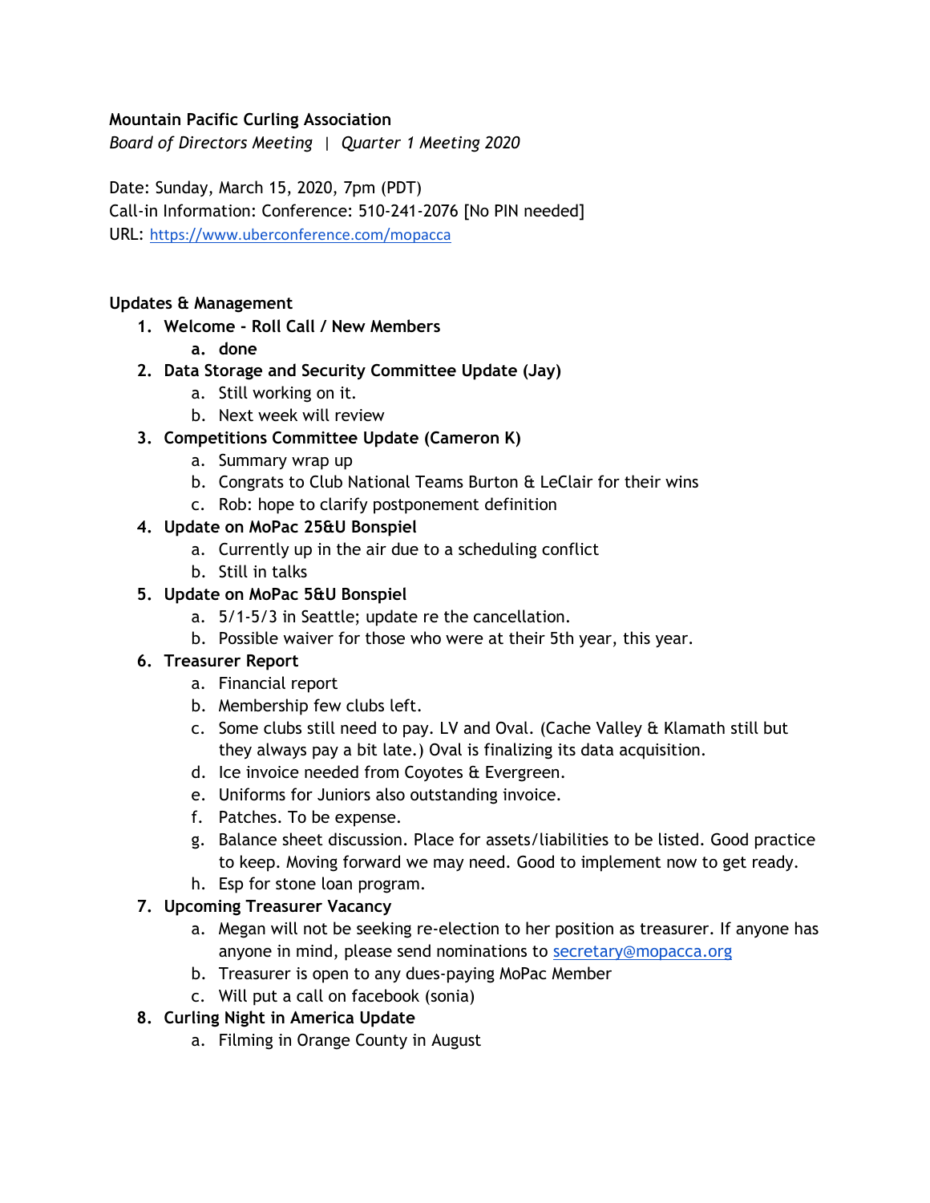**Mountain Pacific Curling Association**

*Board of Directors Meeting | Quarter 1 Meeting 2020*

Date: Sunday, March 15, 2020, 7pm (PDT)
Call-in Information: Conference: 510-241-2076 [No PIN needed]
URL: https://www.uberconference.com/mopacca

**Updates & Management**

1. **Welcome - Roll Call / New Members**
   a. **done**
2. **Data Storage and Security Committee Update (Jay)**
   a. Still working on it.
   b. Next week will review
3. **Competitions Committee Update (Cameron K)**
   a. Summary wrap up
   b. Congrats to Club National Teams Burton & LeClair for their wins
   c. Rob: hope to clarify postponement definition
4. **Update on MoPac 25&U Bonspiel**
   a. Currently up in the air due to a scheduling conflict
   b. Still in talks
5. **Update on MoPac 5&U Bonspiel**
   a. 5/1-5/3 in Seattle; update re the cancellation.
   b. Possible waiver for those who were at their 5th year, this year.
6. **Treasurer Report**
   a. Financial report
   b. Membership few clubs left.
   c. Some clubs still need to pay. LV and Oval. (Cache Valley & Klamath still but they always pay a bit late.) Oval is finalizing its data acquisition.
   d. Ice invoice needed from Coyotes & Evergreen.
   e. Uniforms for Juniors also outstanding invoice.
   f. Patches. To be expense.
   g. Balance sheet discussion. Place for assets/liabilities to be listed. Good practice to keep. Moving forward we may need. Good to implement now to get ready.
   h. Esp for stone loan program.
7. **Upcoming Treasurer Vacancy**
   a. Megan will not be seeking re-election to her position as treasurer. If anyone has anyone in mind, please send nominations to secretary@mopacca.org
   b. Treasurer is open to any dues-paying MoPac Member
   c. Will put a call on facebook (sonia)
8. **Curling Night in America Update**
   a. Filming in Orange County in August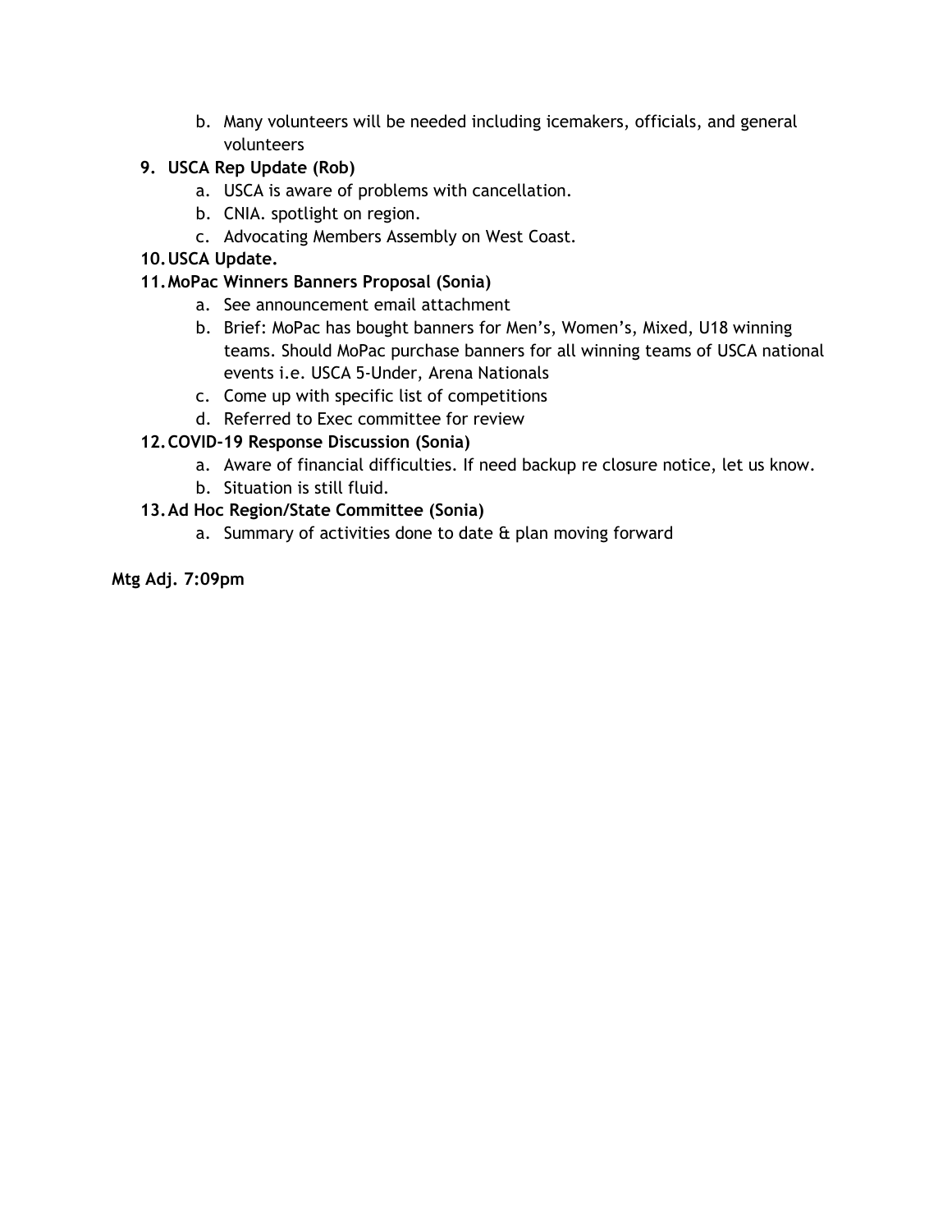b. Many volunteers will be needed including icemakers, officials, and general volunteers

9. **USCA Rep Update (Rob)**
   a. USCA is aware of problems with cancellation.
   b. CNIA. spotlight on region.
   c. Advocating Members Assembly on West Coast.
10. **USCA Update.**
11. **MoPac Winners Banners Proposal (Sonia)**
    a. See announcement email attachment
    b. Brief: MoPac has bought banners for Men's, Women's, Mixed, U18 winning teams. Should MoPac purchase banners for all winning teams of USCA national events i.e. USCA 5-Under, Arena Nationals
    c. Come up with specific list of competitions
    d. Referred to Exec committee for review
12. **COVID-19 Response Discussion (Sonia)**
    a. Aware of financial difficulties. If need backup re closure notice, let us know.
    b. Situation is still fluid.
13. **Ad Hoc Region/State Committee (Sonia)**
    a. Summary of activities done to date & plan moving forward

**Mtg Adj. 7:09pm**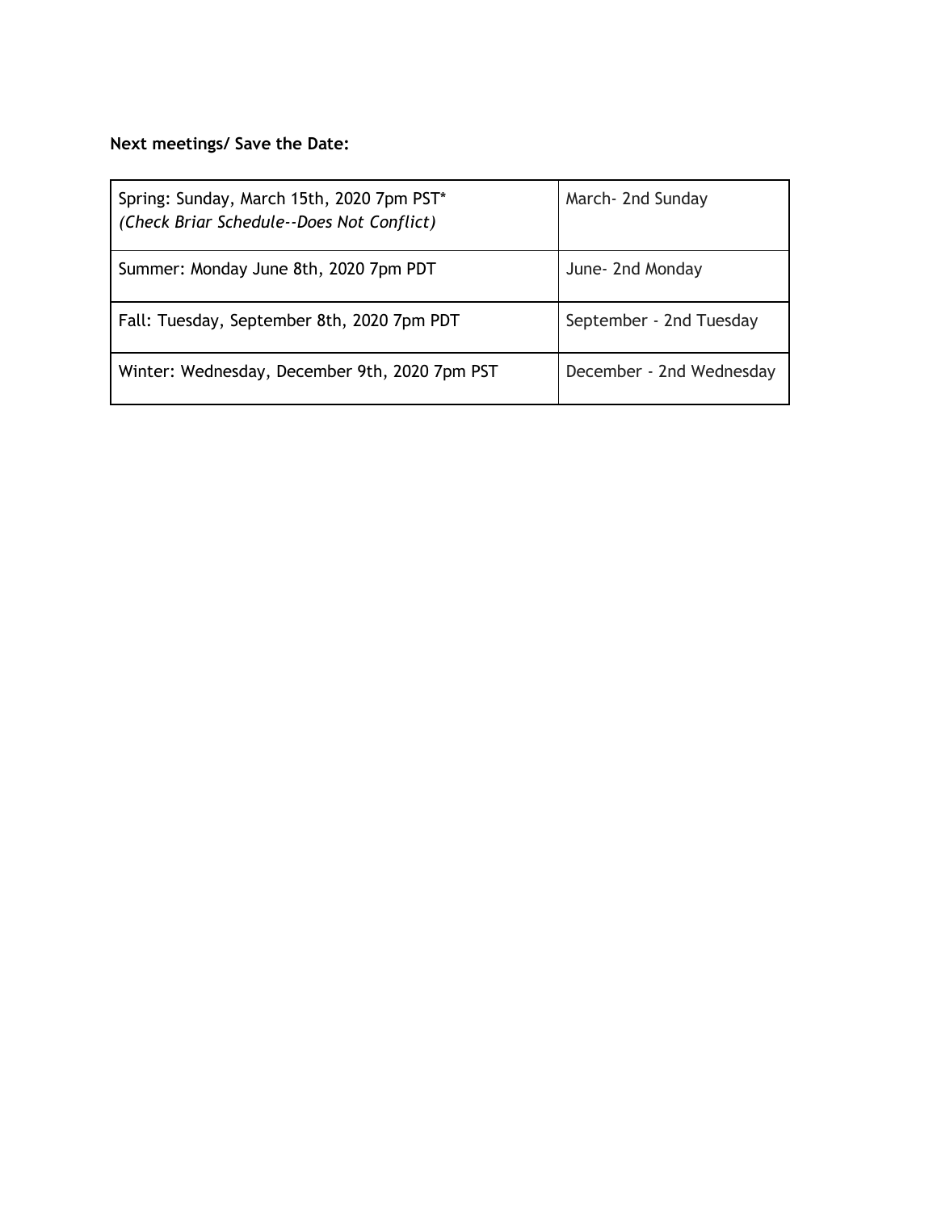**Next meetings/ Save the Date:**

| | |
|---|---|
| Spring: Sunday, March 15th, 2020 7pm PST*<br>*(Check Briar Schedule--Does Not Conflict)* | March- 2nd Sunday |
| Summer: Monday June 8th, 2020 7pm PDT | June- 2nd Monday |
| Fall: Tuesday, September 8th, 2020 7pm PDT | September - 2nd Tuesday |
| Winter: Wednesday, December 9th, 2020 7pm PST | December - 2nd Wednesday |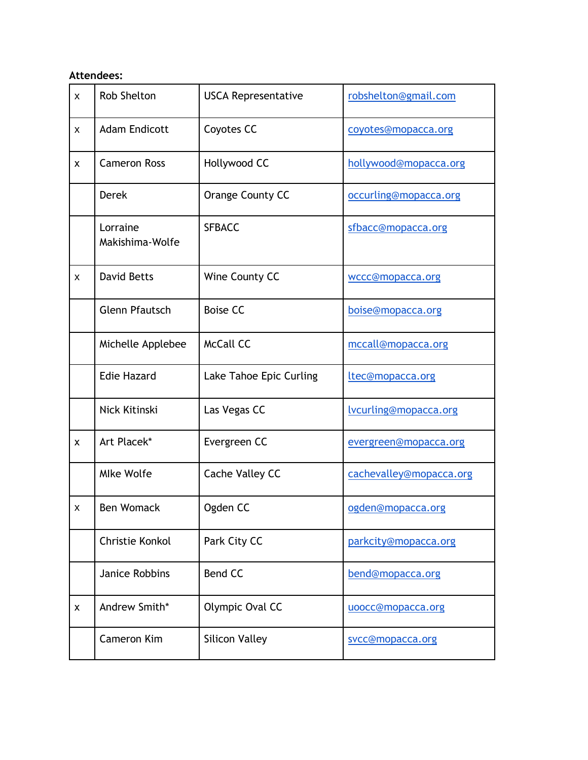**Attendees:**

| | | | |
|---|---|---|---|
| x | Rob Shelton | USCA Representative | robshelton@gmail.com |
| x | Adam Endicott | Coyotes CC | coyotes@mopacca.org |
| x | Cameron Ross | Hollywood CC | hollywood@mopacca.org |
| | Derek | Orange County CC | occurling@mopacca.org |
| | Lorraine Makishima-Wolfe | SFBACC | sfbacc@mopacca.org |
| x | David Betts | Wine County CC | wccc@mopacca.org |
| | Glenn Pfautsch | Boise CC | boise@mopacca.org |
| | Michelle Applebee | McCall CC | mccall@mopacca.org |
| | Edie Hazard | Lake Tahoe Epic Curling | ltec@mopacca.org |
| | Nick Kitinski | Las Vegas CC | lvcurling@mopacca.org |
| x | Art Placek* | Evergreen CC | evergreen@mopacca.org |
| | MIke Wolfe | Cache Valley CC | cachevalley@mopacca.org |
| x | Ben Womack | Ogden CC | ogden@mopacca.org |
| | Christie Konkol | Park City CC | parkcity@mopacca.org |
| | Janice Robbins | Bend CC | bend@mopacca.org |
| x | Andrew Smith* | Olympic Oval CC | uoocc@mopacca.org |
| | Cameron Kim | Silicon Valley | svcc@mopacca.org |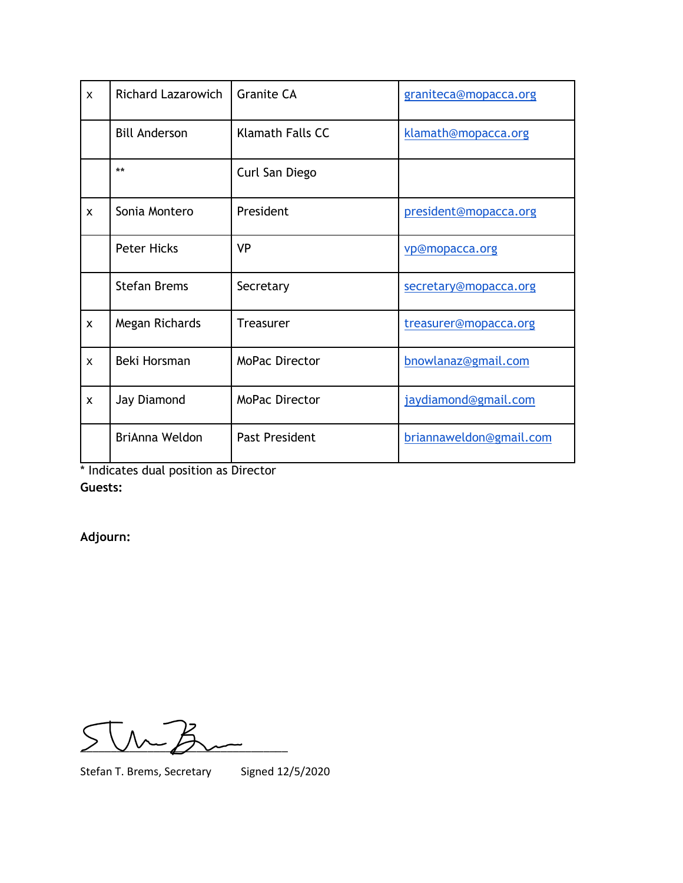| | | | |
|---|---|---|---|
| x | Richard Lazarowich | Granite CA | graniteca@mopacca.org |
| | Bill Anderson | Klamath Falls CC | klamath@mopacca.org |
| | ** | Curl San Diego | |
| x | Sonia Montero | President | president@mopacca.org |
| | Peter Hicks | VP | vp@mopacca.org |
| | Stefan Brems | Secretary | secretary@mopacca.org |
| x | Megan Richards | Treasurer | treasurer@mopacca.org |
| x | Beki Horsman | MoPac Director | bnowlanaz@gmail.com |
| x | Jay Diamond | MoPac Director | jaydiamond@gmail.com |
| | BriAnna Weldon | Past President | briannaweldon@gmail.com |

* Indicates dual position as Director

**Guests:**

**Adjourn:**

Stefan T. Brems, Secretary     Signed 12/5/2020